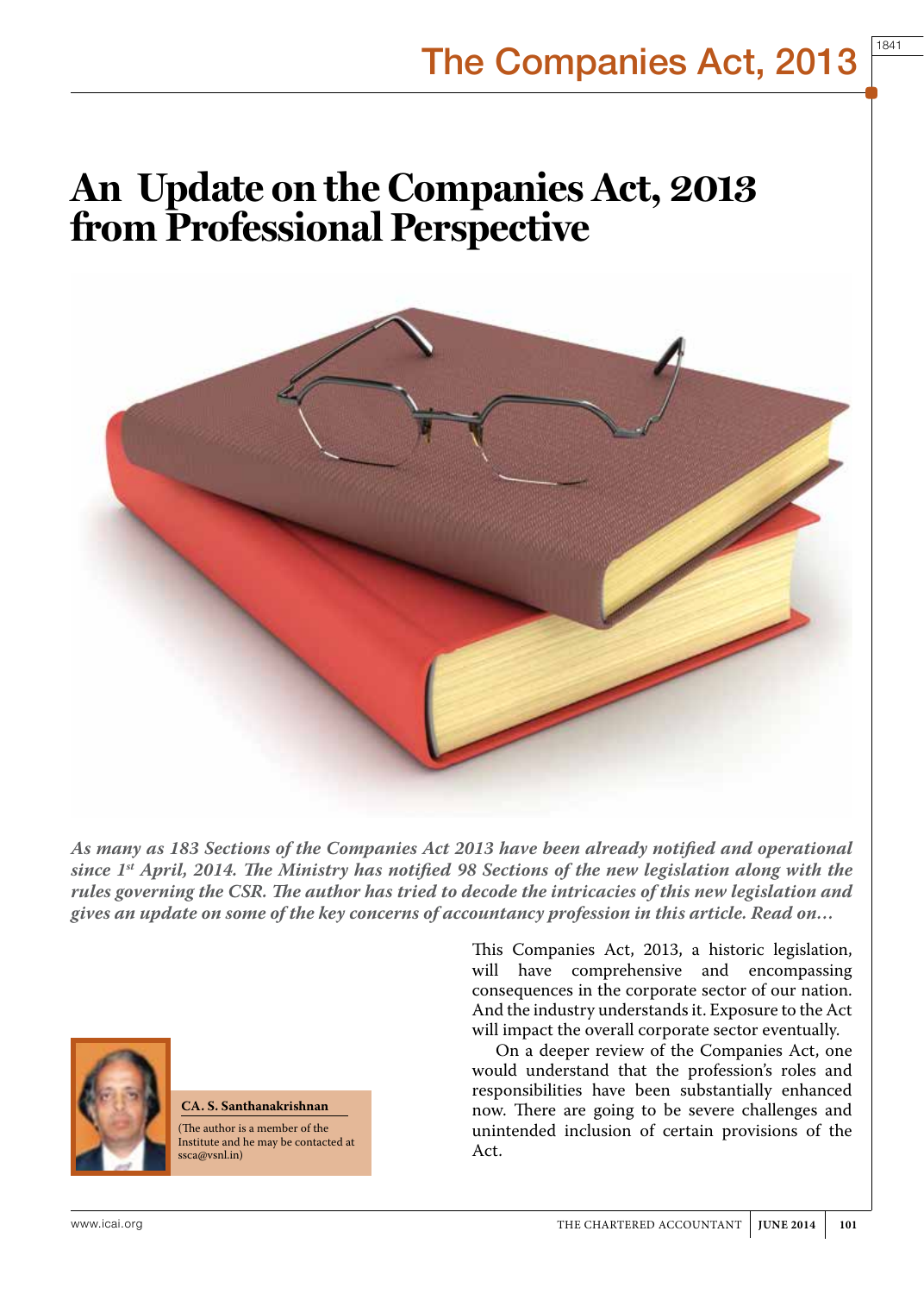# An Update on the Companies Act, 2013 from Professional Perspective

*As many as 183 Sections of the Companies Act 2013 have been already notified and operational since 1st April, 2014. The Ministry has notified 98 Sections of the new legislation along with the rules governing the CSR. The author has tried to decode the intricacies of this new legislation and gives an update on some of the key concerns of accountancy profession in this article. Read on…*

**CA. S. Santhanakrishnan**

(The author is a member of the Institute and he may be contacted at ssca@vsnl.in)

This Companies Act, 2013, a historic legislation, will have comprehensive and encompassing consequences in the corporate sector of our nation. And the industry understands it. Exposure to the Act will impact the overall corporate sector eventually.

On a deeper review of the Companies Act, one would understand that the profession's roles and responsibilities have been substantially enhanced now. There are going to be severe challenges and unintended inclusion of certain provisions of the Act.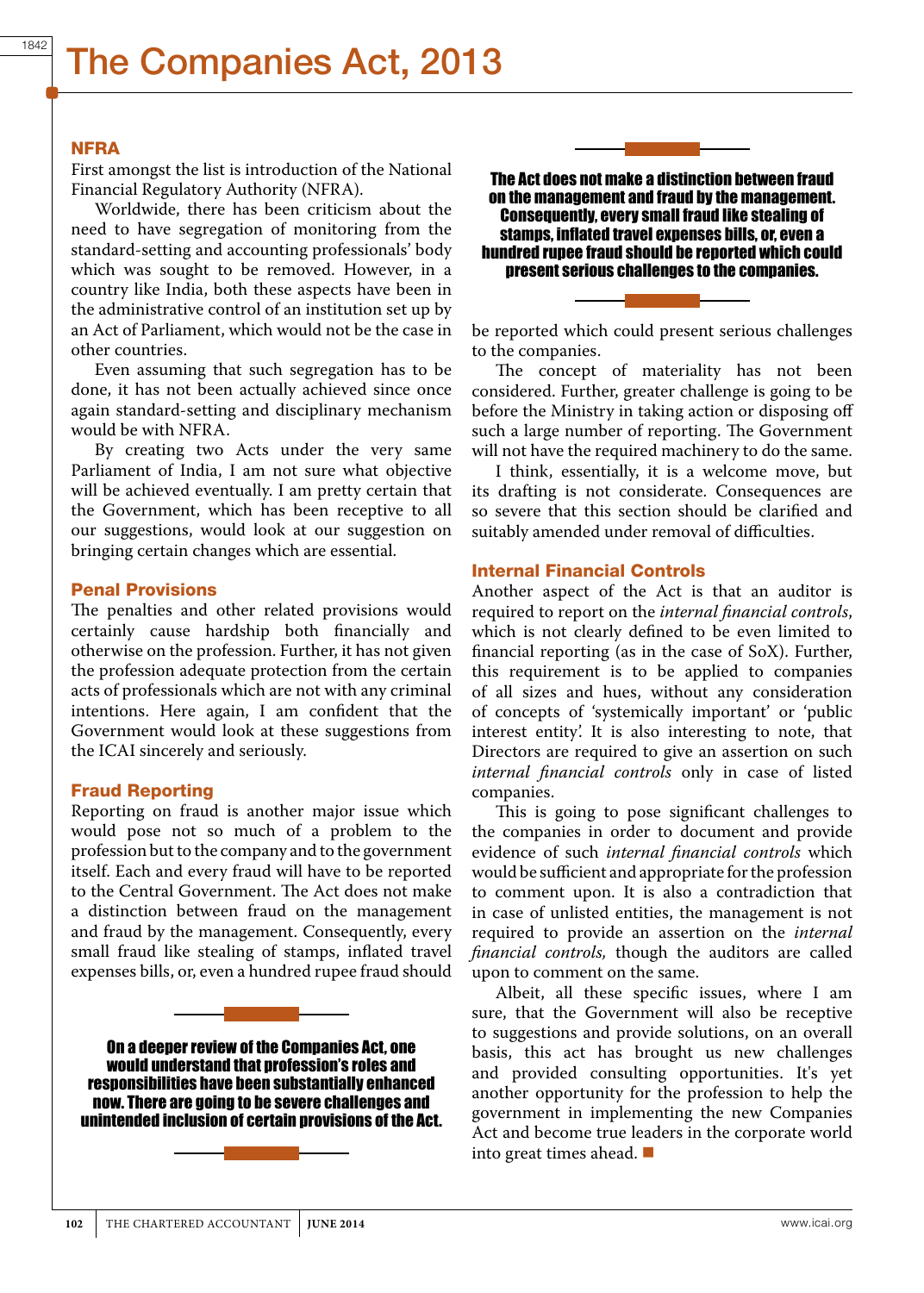# The Companies Act, 2013

## NFRA

First amongst the list is introduction of the National Financial Regulatory Authority (NFRA).

Worldwide, there has been criticism about the need to have segregation of monitoring from the standard-setting and accounting professionals' body which was sought to be removed. However, in a country like India, both these aspects have been in the administrative control of an institution set up by an Act of Parliament, which would not be the case in other countries.

Even assuming that such segregation has to be done, it has not been actually achieved since once again standard-setting and disciplinary mechanism would be with NFRA.

By creating two Acts under the very same Parliament of India, I am not sure what objective will be achieved eventually. I am pretty certain that the Government, which has been receptive to all our suggestions, would look at our suggestion on bringing certain changes which are essential.

## Penal Provisions

The penalties and other related provisions would certainly cause hardship both financially and otherwise on the profession. Further, it has not given the profession adequate protection from the certain acts of professionals which are not with any criminal intentions. Here again, I am confident that the Government would look at these suggestions from the ICAI sincerely and seriously.

## Fraud Reporting

Reporting on fraud is another major issue which would pose not so much of a problem to the profession but to the company and to the government itself. Each and every fraud will have to be reported to the Central Government. The Act does not make a distinction between fraud on the management and fraud by the management. Consequently, every small fraud like stealing of stamps, inflated travel expenses bills, or, even a hundred rupee fraud should be reported which could present serious challenges to the companies.

**On a deeper review of the Companies Act, one would understand that profession's roles and responsibilities have been substantially enhanced now. There are going to be severe challenges and unintended inclusion of certain provisions of the Act.**

**The Act does not make a distinction between fraud on the management and fraud by the management. Consequently, every small fraud like stealing of stamps, inflated travel expenses bills, or, even a hundred rupee fraud should be reported which could present serious challenges to the companies.**

The concept of materiality has not been considered. Further, greater challenge is going to be before the Ministry in taking action or disposing off such a large number of reporting. The Government will not have the required machinery to do the same.

I think, essentially, it is a welcome move, but its drafting is not considerate. Consequences are so severe that this section should be clarified and suitably amended under removal of difficulties.

## Internal Financial Controls

Another aspect of the Act is that an auditor is required to report on the *internal financial controls*, which is not clearly defined to be even limited to financial reporting (as in the case of SoX). Further, this requirement is to be applied to companies of all sizes and hues, without any consideration of concepts of 'systemically important' or 'public interest entity'. It is also interesting to note, that Directors are required to give an assertion on such *internal financial controls* only in case of listed companies.

This is going to pose significant challenges to the companies in order to document and provide evidence of such *internal financial controls* which would be sufficient and appropriate for the profession to comment upon. It is also a contradiction that in case of unlisted entities, the management is not required to provide an assertion on the *internal financial controls,* though the auditors are called upon to comment on the same.

Albeit, all these specific issues, where I am sure, that the Government will also be receptive to suggestions and provide solutions, on an overall basis, this act has brought us new challenges and provided consulting opportunities. It's yet another opportunity for the profession to help the government in implementing the new Companies Act and become true leaders in the corporate world into great times ahead. ■